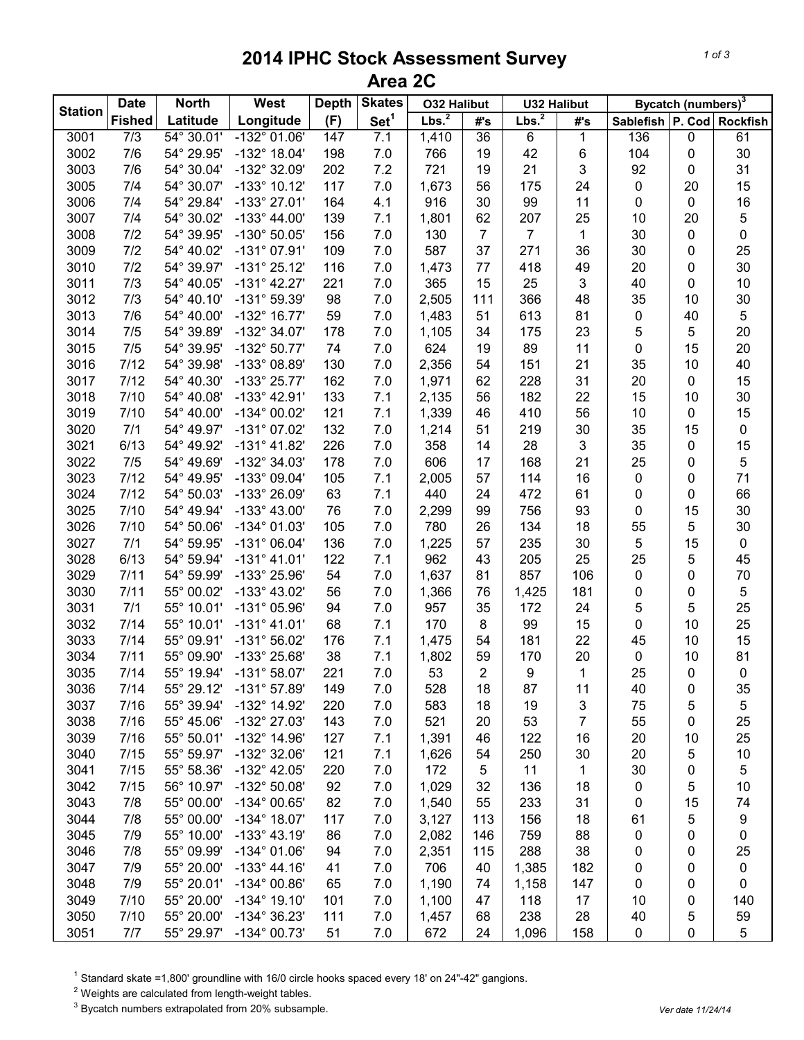# 2014 IPHC Stock Assessment Survey
## Area 2C

| Station | Date Fished | North Latitude | West Longitude | Depth (F) | Skates Set[1] | O32 Halibut | | U32 Halibut | | Bycatch (numbers)[3] | | |
|---|---|---|---|---|---|---|---|---|---|---|---|---|
| | | | | | | Lbs.[2] | #'s | Lbs.[2] | #'s | Sablefish | P. Cod | Rockfish |
| 3001 | 7/3 | 54° 30.01' | -132° 01.06' | 147 | 7.1 | 1,410 | 36 | 6 | 1 | 136 | 0 | 61 |
| 3002 | 7/6 | 54° 29.95' | -132° 18.04' | 198 | 7.0 | 766 | 19 | 42 | 6 | 104 | 0 | 30 |
| 3003 | 7/6 | 54° 30.04' | -132° 32.09' | 202 | 7.2 | 721 | 19 | 21 | 3 | 92 | 0 | 31 |
| 3005 | 7/4 | 54° 30.07' | -133° 10.12' | 117 | 7.0 | 1,673 | 56 | 175 | 24 | 0 | 20 | 15 |
| 3006 | 7/4 | 54° 29.84' | -133° 27.01' | 164 | 4.1 | 916 | 30 | 99 | 11 | 0 | 0 | 16 |
| 3007 | 7/4 | 54° 30.02' | -133° 44.00' | 139 | 7.1 | 1,801 | 62 | 207 | 25 | 10 | 20 | 5 |
| 3008 | 7/2 | 54° 39.95' | -130° 50.05' | 156 | 7.0 | 130 | 7 | 7 | 1 | 30 | 0 | 0 |
| 3009 | 7/2 | 54° 40.02' | -131° 07.91' | 109 | 7.0 | 587 | 37 | 271 | 36 | 30 | 0 | 25 |
| 3010 | 7/2 | 54° 39.97' | -131° 25.12' | 116 | 7.0 | 1,473 | 77 | 418 | 49 | 20 | 0 | 30 |
| 3011 | 7/3 | 54° 40.05' | -131° 42.27' | 221 | 7.0 | 365 | 15 | 25 | 3 | 40 | 0 | 10 |
| 3012 | 7/3 | 54° 40.10' | -131° 59.39' | 98 | 7.0 | 2,505 | 111 | 366 | 48 | 35 | 10 | 30 |
| 3013 | 7/6 | 54° 40.00' | -132° 16.77' | 59 | 7.0 | 1,483 | 51 | 613 | 81 | 0 | 40 | 5 |
| 3014 | 7/5 | 54° 39.89' | -132° 34.07' | 178 | 7.0 | 1,105 | 34 | 175 | 23 | 5 | 5 | 20 |
| 3015 | 7/5 | 54° 39.95' | -132° 50.77' | 74 | 7.0 | 624 | 19 | 89 | 11 | 0 | 15 | 20 |
| 3016 | 7/12 | 54° 39.98' | -133° 08.89' | 130 | 7.0 | 2,356 | 54 | 151 | 21 | 35 | 10 | 40 |
| 3017 | 7/12 | 54° 40.30' | -133° 25.77' | 162 | 7.0 | 1,971 | 62 | 228 | 31 | 20 | 0 | 15 |
| 3018 | 7/10 | 54° 40.08' | -133° 42.91' | 133 | 7.1 | 2,135 | 56 | 182 | 22 | 15 | 10 | 30 |
| 3019 | 7/10 | 54° 40.00' | -134° 00.02' | 121 | 7.1 | 1,339 | 46 | 410 | 56 | 10 | 0 | 15 |
| 3020 | 7/1 | 54° 49.97' | -131° 07.02' | 132 | 7.0 | 1,214 | 51 | 219 | 30 | 35 | 15 | 0 |
| 3021 | 6/13 | 54° 49.92' | -131° 41.82' | 226 | 7.0 | 358 | 14 | 28 | 3 | 35 | 0 | 15 |
| 3022 | 7/5 | 54° 49.69' | -132° 34.03' | 178 | 7.0 | 606 | 17 | 168 | 21 | 25 | 0 | 5 |
| 3023 | 7/12 | 54° 49.95' | -133° 09.04' | 105 | 7.1 | 2,005 | 57 | 114 | 16 | 0 | 0 | 71 |
| 3024 | 7/12 | 54° 50.03' | -133° 26.09' | 63 | 7.1 | 440 | 24 | 472 | 61 | 0 | 0 | 66 |
| 3025 | 7/10 | 54° 49.94' | -133° 43.00' | 76 | 7.0 | 2,299 | 99 | 756 | 93 | 0 | 15 | 30 |
| 3026 | 7/10 | 54° 50.06' | -134° 01.03' | 105 | 7.0 | 780 | 26 | 134 | 18 | 55 | 5 | 30 |
| 3027 | 7/1 | 54° 59.95' | -131° 06.04' | 136 | 7.0 | 1,225 | 57 | 235 | 30 | 5 | 15 | 0 |
| 3028 | 6/13 | 54° 59.94' | -131° 41.01' | 122 | 7.1 | 962 | 43 | 205 | 25 | 25 | 5 | 45 |
| 3029 | 7/11 | 54° 59.99' | -133° 25.96' | 54 | 7.0 | 1,637 | 81 | 857 | 106 | 0 | 0 | 70 |
| 3030 | 7/11 | 55° 00.02' | -133° 43.02' | 56 | 7.0 | 1,366 | 76 | 1,425 | 181 | 0 | 0 | 5 |
| 3031 | 7/1 | 55° 10.01' | -131° 05.96' | 94 | 7.0 | 957 | 35 | 172 | 24 | 5 | 5 | 25 |
| 3032 | 7/14 | 55° 10.01' | -131° 41.01' | 68 | 7.1 | 170 | 8 | 99 | 15 | 0 | 10 | 25 |
| 3033 | 7/14 | 55° 09.91' | -131° 56.02' | 176 | 7.1 | 1,475 | 54 | 181 | 22 | 45 | 10 | 15 |
| 3034 | 7/11 | 55° 09.90' | -133° 25.68' | 38 | 7.1 | 1,802 | 59 | 170 | 20 | 0 | 10 | 81 |
| 3035 | 7/14 | 55° 19.94' | -131° 58.07' | 221 | 7.0 | 53 | 2 | 9 | 1 | 25 | 0 | 0 |
| 3036 | 7/14 | 55° 29.12' | -131° 57.89' | 149 | 7.0 | 528 | 18 | 87 | 11 | 40 | 0 | 35 |
| 3037 | 7/16 | 55° 39.94' | -132° 14.92' | 220 | 7.0 | 583 | 18 | 19 | 3 | 75 | 5 | 5 |
| 3038 | 7/16 | 55° 45.06' | -132° 27.03' | 143 | 7.0 | 521 | 20 | 53 | 7 | 55 | 0 | 25 |
| 3039 | 7/16 | 55° 50.01' | -132° 14.96' | 127 | 7.1 | 1,391 | 46 | 122 | 16 | 20 | 10 | 25 |
| 3040 | 7/15 | 55° 59.97' | -132° 32.06' | 121 | 7.1 | 1,626 | 54 | 250 | 30 | 20 | 5 | 10 |
| 3041 | 7/15 | 55° 58.36' | -132° 42.05' | 220 | 7.0 | 172 | 5 | 11 | 1 | 30 | 0 | 5 |
| 3042 | 7/15 | 56° 10.97' | -132° 50.08' | 92 | 7.0 | 1,029 | 32 | 136 | 18 | 0 | 5 | 10 |
| 3043 | 7/8 | 55° 00.00' | -134° 00.65' | 82 | 7.0 | 1,540 | 55 | 233 | 31 | 0 | 15 | 74 |
| 3044 | 7/8 | 55° 00.00' | -134° 18.07' | 117 | 7.0 | 3,127 | 113 | 156 | 18 | 61 | 5 | 9 |
| 3045 | 7/9 | 55° 10.00' | -133° 43.19' | 86 | 7.0 | 2,082 | 146 | 759 | 88 | 0 | 0 | 0 |
| 3046 | 7/8 | 55° 09.99' | -134° 01.06' | 94 | 7.0 | 2,351 | 115 | 288 | 38 | 0 | 0 | 25 |
| 3047 | 7/9 | 55° 20.00' | -133° 44.16' | 41 | 7.0 | 706 | 40 | 1,385 | 182 | 0 | 0 | 0 |
| 3048 | 7/9 | 55° 20.01' | -134° 00.86' | 65 | 7.0 | 1,190 | 74 | 1,158 | 147 | 0 | 0 | 0 |
| 3049 | 7/10 | 55° 20.00' | -134° 19.10' | 101 | 7.0 | 1,100 | 47 | 118 | 17 | 10 | 0 | 140 |
| 3050 | 7/10 | 55° 20.00' | -134° 36.23' | 111 | 7.0 | 1,457 | 68 | 238 | 28 | 40 | 5 | 59 |
| 3051 | 7/7 | 55° 29.97' | -134° 00.73' | 51 | 7.0 | 672 | 24 | 1,096 | 158 | 0 | 0 | 5 |

[1] Standard skate =1,800' groundline with 16/0 circle hooks spaced every 18' on 24"-42" gangions.

[2] Weights are calculated from length-weight tables.

[3] Bycatch numbers extrapolated from 20% subsample.

Ver date 11/24/14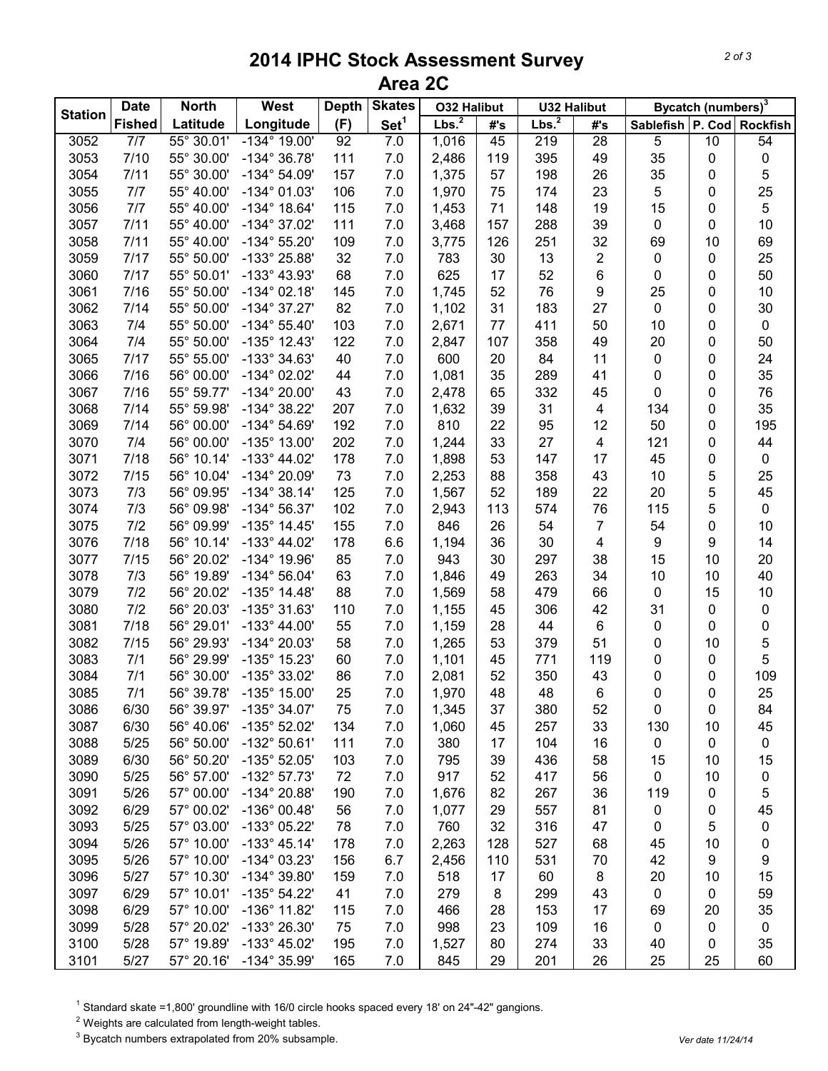# 2014 IPHC Stock Assessment Survey
## Area 2C

| Station | Date Fished | North Latitude | West Longitude | Depth (F) | Skates Set[1] | O32 Halibut | | U32 Halibut | | Bycatch (numbers)[3] | | |
|---|---|---|---|---|---|---|---|---|---|---|---|---|
| | | | | | | Lbs.[2] | #'s | Lbs.[2] | #'s | Sablefish | P. Cod | Rockfish |
| 3052 | 7/7 | 55° 30.01' | -134° 19.00' | 92 | 7.0 | 1,016 | 45 | 219 | 28 | 5 | 10 | 54 |
| 3053 | 7/10 | 55° 30.00' | -134° 36.78' | 111 | 7.0 | 2,486 | 119 | 395 | 49 | 35 | 0 | 0 |
| 3054 | 7/11 | 55° 30.00' | -134° 54.09' | 157 | 7.0 | 1,375 | 57 | 198 | 26 | 35 | 0 | 5 |
| 3055 | 7/7 | 55° 40.00' | -134° 01.03' | 106 | 7.0 | 1,970 | 75 | 174 | 23 | 5 | 0 | 25 |
| 3056 | 7/7 | 55° 40.00' | -134° 18.64' | 115 | 7.0 | 1,453 | 71 | 148 | 19 | 15 | 0 | 5 |
| 3057 | 7/11 | 55° 40.00' | -134° 37.02' | 111 | 7.0 | 3,468 | 157 | 288 | 39 | 0 | 0 | 10 |
| 3058 | 7/11 | 55° 40.00' | -134° 55.20' | 109 | 7.0 | 3,775 | 126 | 251 | 32 | 69 | 10 | 69 |
| 3059 | 7/17 | 55° 50.00' | -133° 25.88' | 32 | 7.0 | 783 | 30 | 13 | 2 | 0 | 0 | 25 |
| 3060 | 7/17 | 55° 50.01' | -133° 43.93' | 68 | 7.0 | 625 | 17 | 52 | 6 | 0 | 0 | 50 |
| 3061 | 7/16 | 55° 50.00' | -134° 02.18' | 145 | 7.0 | 1,745 | 52 | 76 | 9 | 25 | 0 | 10 |
| 3062 | 7/14 | 55° 50.00' | -134° 37.27' | 82 | 7.0 | 1,102 | 31 | 183 | 27 | 0 | 0 | 30 |
| 3063 | 7/4 | 55° 50.00' | -134° 55.40' | 103 | 7.0 | 2,671 | 77 | 411 | 50 | 10 | 0 | 0 |
| 3064 | 7/4 | 55° 50.00' | -135° 12.43' | 122 | 7.0 | 2,847 | 107 | 358 | 49 | 20 | 0 | 50 |
| 3065 | 7/17 | 55° 55.00' | -133° 34.63' | 40 | 7.0 | 600 | 20 | 84 | 11 | 0 | 0 | 24 |
| 3066 | 7/16 | 56° 00.00' | -134° 02.02' | 44 | 7.0 | 1,081 | 35 | 289 | 41 | 0 | 0 | 35 |
| 3067 | 7/16 | 55° 59.77' | -134° 20.00' | 43 | 7.0 | 2,478 | 65 | 332 | 45 | 0 | 0 | 76 |
| 3068 | 7/14 | 55° 59.98' | -134° 38.22' | 207 | 7.0 | 1,632 | 39 | 31 | 4 | 134 | 0 | 35 |
| 3069 | 7/14 | 56° 00.00' | -134° 54.69' | 192 | 7.0 | 810 | 22 | 95 | 12 | 50 | 0 | 195 |
| 3070 | 7/4 | 56° 00.00' | -135° 13.00' | 202 | 7.0 | 1,244 | 33 | 27 | 4 | 121 | 0 | 44 |
| 3071 | 7/18 | 56° 10.14' | -133° 44.02' | 178 | 7.0 | 1,898 | 53 | 147 | 17 | 45 | 0 | 0 |
| 3072 | 7/15 | 56° 10.04' | -134° 20.09' | 73 | 7.0 | 2,253 | 88 | 358 | 43 | 10 | 5 | 25 |
| 3073 | 7/3 | 56° 09.95' | -134° 38.14' | 125 | 7.0 | 1,567 | 52 | 189 | 22 | 20 | 5 | 45 |
| 3074 | 7/3 | 56° 09.98' | -134° 56.37' | 102 | 7.0 | 2,943 | 113 | 574 | 76 | 115 | 5 | 0 |
| 3075 | 7/2 | 56° 09.99' | -135° 14.45' | 155 | 7.0 | 846 | 26 | 54 | 7 | 54 | 0 | 10 |
| 3076 | 7/18 | 56° 10.14' | -133° 44.02' | 178 | 6.6 | 1,194 | 36 | 30 | 4 | 9 | 9 | 14 |
| 3077 | 7/15 | 56° 20.02' | -134° 19.96' | 85 | 7.0 | 943 | 30 | 297 | 38 | 15 | 10 | 20 |
| 3078 | 7/3 | 56° 19.89' | -134° 56.04' | 63 | 7.0 | 1,846 | 49 | 263 | 34 | 10 | 10 | 40 |
| 3079 | 7/2 | 56° 20.02' | -135° 14.48' | 88 | 7.0 | 1,569 | 58 | 479 | 66 | 0 | 15 | 10 |
| 3080 | 7/2 | 56° 20.03' | -135° 31.63' | 110 | 7.0 | 1,155 | 45 | 306 | 42 | 31 | 0 | 0 |
| 3081 | 7/18 | 56° 29.01' | -133° 44.00' | 55 | 7.0 | 1,159 | 28 | 44 | 6 | 0 | 0 | 0 |
| 3082 | 7/15 | 56° 29.93' | -134° 20.03' | 58 | 7.0 | 1,265 | 53 | 379 | 51 | 0 | 10 | 5 |
| 3083 | 7/1 | 56° 29.99' | -135° 15.23' | 60 | 7.0 | 1,101 | 45 | 771 | 119 | 0 | 0 | 5 |
| 3084 | 7/1 | 56° 30.00' | -135° 33.02' | 86 | 7.0 | 2,081 | 52 | 350 | 43 | 0 | 0 | 109 |
| 3085 | 7/1 | 56° 39.78' | -135° 15.00' | 25 | 7.0 | 1,970 | 48 | 48 | 6 | 0 | 0 | 25 |
| 3086 | 6/30 | 56° 39.97' | -135° 34.07' | 75 | 7.0 | 1,345 | 37 | 380 | 52 | 0 | 0 | 84 |
| 3087 | 6/30 | 56° 40.06' | -135° 52.02' | 134 | 7.0 | 1,060 | 45 | 257 | 33 | 130 | 10 | 45 |
| 3088 | 5/25 | 56° 50.00' | -132° 50.61' | 111 | 7.0 | 380 | 17 | 104 | 16 | 0 | 0 | 0 |
| 3089 | 6/30 | 56° 50.20' | -135° 52.05' | 103 | 7.0 | 795 | 39 | 436 | 58 | 15 | 10 | 15 |
| 3090 | 5/25 | 56° 57.00' | -132° 57.73' | 72 | 7.0 | 917 | 52 | 417 | 56 | 0 | 10 | 0 |
| 3091 | 5/26 | 57° 00.00' | -134° 20.88' | 190 | 7.0 | 1,676 | 82 | 267 | 36 | 119 | 0 | 5 |
| 3092 | 6/29 | 57° 00.02' | -136° 00.48' | 56 | 7.0 | 1,077 | 29 | 557 | 81 | 0 | 0 | 45 |
| 3093 | 5/25 | 57° 03.00' | -133° 05.22' | 78 | 7.0 | 760 | 32 | 316 | 47 | 0 | 5 | 0 |
| 3094 | 5/26 | 57° 10.00' | -133° 45.14' | 178 | 7.0 | 2,263 | 128 | 527 | 68 | 45 | 10 | 0 |
| 3095 | 5/26 | 57° 10.00' | -134° 03.23' | 156 | 6.7 | 2,456 | 110 | 531 | 70 | 42 | 9 | 9 |
| 3096 | 5/27 | 57° 10.30' | -134° 39.80' | 159 | 7.0 | 518 | 17 | 60 | 8 | 20 | 10 | 15 |
| 3097 | 6/29 | 57° 10.01' | -135° 54.22' | 41 | 7.0 | 279 | 8 | 299 | 43 | 0 | 0 | 59 |
| 3098 | 6/29 | 57° 10.00' | -136° 11.82' | 115 | 7.0 | 466 | 28 | 153 | 17 | 69 | 20 | 35 |
| 3099 | 5/28 | 57° 20.02' | -133° 26.30' | 75 | 7.0 | 998 | 23 | 109 | 16 | 0 | 0 | 0 |
| 3100 | 5/28 | 57° 19.89' | -133° 45.02' | 195 | 7.0 | 1,527 | 80 | 274 | 33 | 40 | 0 | 35 |
| 3101 | 5/27 | 57° 20.16' | -134° 35.99' | 165 | 7.0 | 845 | 29 | 201 | 26 | 25 | 25 | 60 |

[1] Standard skate =1,800' groundline with 16/0 circle hooks spaced every 18' on 24"-42" gangions.

[2] Weights are calculated from length-weight tables.

[3] Bycatch numbers extrapolated from 20% subsample.

Ver date 11/24/14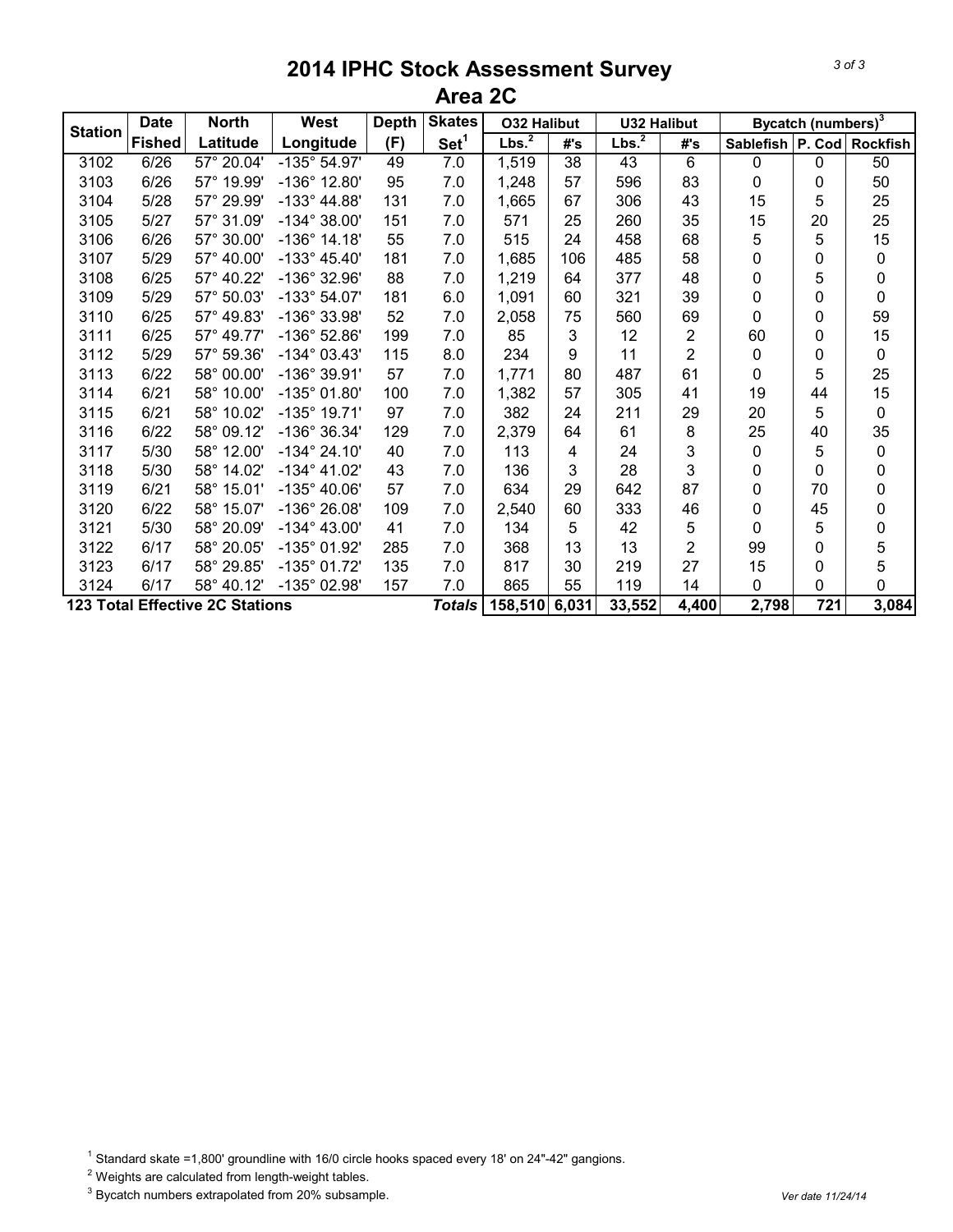# 2014 IPHC Stock Assessment Survey
## Area 2C

| Station | Date | North | West | Depth | Skates | O32 Halibut | | U32 Halibut | | Bycatch (numbers)[3] | | |
|---|---|---|---|---|---|---|---|---|---|---|---|---|
| | Fished | Latitude | Longitude | (F) | Set[1] | Lbs.[2] | #'s | Lbs.[2] | #'s | Sablefish | P. Cod | Rockfish |
| 3102 | 6/26 | 57° 20.04' | -135° 54.97' | 49 | 7.0 | 1,519 | 38 | 43 | 6 | 0 | 0 | 50 |
| 3103 | 6/26 | 57° 19.99' | -136° 12.80' | 95 | 7.0 | 1,248 | 57 | 596 | 83 | 0 | 0 | 50 |
| 3104 | 5/28 | 57° 29.99' | -133° 44.88' | 131 | 7.0 | 1,665 | 67 | 306 | 43 | 15 | 5 | 25 |
| 3105 | 5/27 | 57° 31.09' | -134° 38.00' | 151 | 7.0 | 571 | 25 | 260 | 35 | 15 | 20 | 25 |
| 3106 | 6/26 | 57° 30.00' | -136° 14.18' | 55 | 7.0 | 515 | 24 | 458 | 68 | 5 | 5 | 15 |
| 3107 | 5/29 | 57° 40.00' | -133° 45.40' | 181 | 7.0 | 1,685 | 106 | 485 | 58 | 0 | 0 | 0 |
| 3108 | 6/25 | 57° 40.22' | -136° 32.96' | 88 | 7.0 | 1,219 | 64 | 377 | 48 | 0 | 5 | 0 |
| 3109 | 5/29 | 57° 50.03' | -133° 54.07' | 181 | 6.0 | 1,091 | 60 | 321 | 39 | 0 | 0 | 0 |
| 3110 | 6/25 | 57° 49.83' | -136° 33.98' | 52 | 7.0 | 2,058 | 75 | 560 | 69 | 0 | 0 | 59 |
| 3111 | 6/25 | 57° 49.77' | -136° 52.86' | 199 | 7.0 | 85 | 3 | 12 | 2 | 60 | 0 | 15 |
| 3112 | 5/29 | 57° 59.36' | -134° 03.43' | 115 | 8.0 | 234 | 9 | 11 | 2 | 0 | 0 | 0 |
| 3113 | 6/22 | 58° 00.00' | -136° 39.91' | 57 | 7.0 | 1,771 | 80 | 487 | 61 | 0 | 5 | 25 |
| 3114 | 6/21 | 58° 10.00' | -135° 01.80' | 100 | 7.0 | 1,382 | 57 | 305 | 41 | 19 | 44 | 15 |
| 3115 | 6/21 | 58° 10.02' | -135° 19.71' | 97 | 7.0 | 382 | 24 | 211 | 29 | 20 | 5 | 0 |
| 3116 | 6/22 | 58° 09.12' | -136° 36.34' | 129 | 7.0 | 2,379 | 64 | 61 | 8 | 25 | 40 | 35 |
| 3117 | 5/30 | 58° 12.00' | -134° 24.10' | 40 | 7.0 | 113 | 4 | 24 | 3 | 0 | 5 | 0 |
| 3118 | 5/30 | 58° 14.02' | -134° 41.02' | 43 | 7.0 | 136 | 3 | 28 | 3 | 0 | 0 | 0 |
| 3119 | 6/21 | 58° 15.01' | -135° 40.06' | 57 | 7.0 | 634 | 29 | 642 | 87 | 0 | 70 | 0 |
| 3120 | 6/22 | 58° 15.07' | -136° 26.08' | 109 | 7.0 | 2,540 | 60 | 333 | 46 | 0 | 45 | 0 |
| 3121 | 5/30 | 58° 20.09' | -134° 43.00' | 41 | 7.0 | 134 | 5 | 42 | 5 | 0 | 5 | 0 |
| 3122 | 6/17 | 58° 20.05' | -135° 01.92' | 285 | 7.0 | 368 | 13 | 13 | 2 | 99 | 0 | 5 |
| 3123 | 6/17 | 58° 29.85' | -135° 01.72' | 135 | 7.0 | 817 | 30 | 219 | 27 | 15 | 0 | 5 |
| 3124 | 6/17 | 58° 40.12' | -135° 02.98' | 157 | 7.0 | 865 | 55 | 119 | 14 | 0 | 0 | 0 |
| **123 Total Effective 2C Stations** | | | | | ***Totals*** | **158,510** | **6,031** | **33,552** | **4,400** | **2,798** | **721** | **3,084** |

[1] Standard skate =1,800' groundline with 16/0 circle hooks spaced every 18' on 24"-42" gangions.

[2] Weights are calculated from length-weight tables.

[3] Bycatch numbers extrapolated from 20% subsample.

*Ver date 11/24/14*